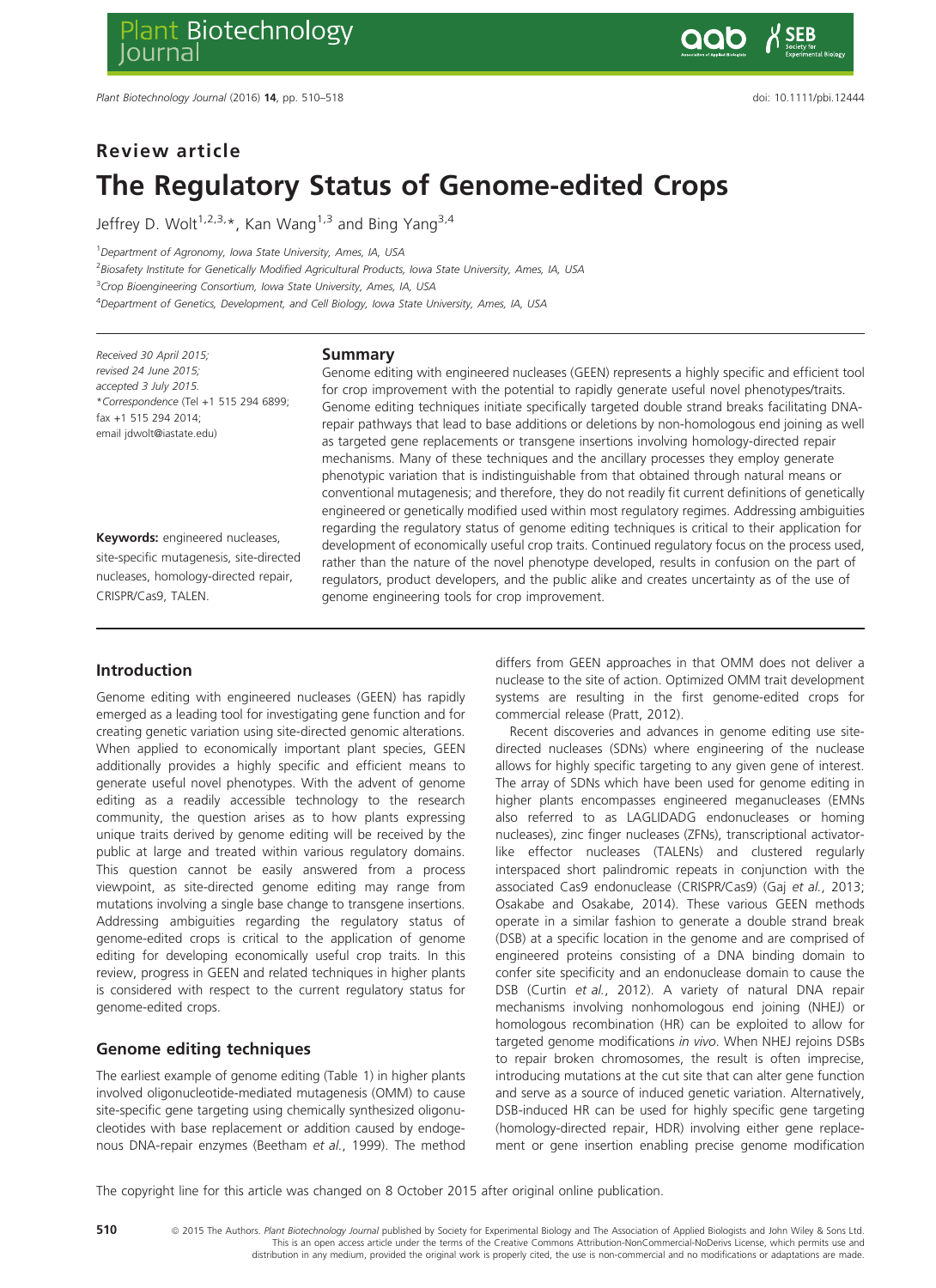Review article

# The Regulatory Status of Genome-edited Crops

Jeffrey D. Wolt[1,2,3,*], Kan Wang[1,3] and Bing Yang[3,4]

[1]Department of Agronomy, Iowa State University, Ames, IA, USA

[2]Biosafety Institute for Genetically Modified Agricultural Products, Iowa State University, Ames, IA, USA

[3]Crop Bioengineering Consortium, Iowa State University, Ames, IA, USA

[4]Department of Genetics, Development, and Cell Biology, Iowa State University, Ames, IA, USA

*Received 30 April 2015;*
*revised 24 June 2015;*
*accepted 3 July 2015.*
*\*Correspondence* (Tel +1 515 294 6899; fax +1 515 294 2014; email jdwolt@iastate.edu)

**Keywords:** engineered nucleases, site-specific mutagenesis, site-directed nucleases, homology-directed repair, CRISPR/Cas9, TALEN.

## Summary

Genome editing with engineered nucleases (GEEN) represents a highly specific and efficient tool for crop improvement with the potential to rapidly generate useful novel phenotypes/traits. Genome editing techniques initiate specifically targeted double strand breaks facilitating DNA-repair pathways that lead to base additions or deletions by non-homologous end joining as well as targeted gene replacements or transgene insertions involving homology-directed repair mechanisms. Many of these techniques and the ancillary processes they employ generate phenotypic variation that is indistinguishable from that obtained through natural means or conventional mutagenesis; and therefore, they do not readily fit current definitions of genetically engineered or genetically modified used within most regulatory regimes. Addressing ambiguities regarding the regulatory status of genome editing techniques is critical to their application for development of economically useful crop traits. Continued regulatory focus on the process used, rather than the nature of the novel phenotype developed, results in confusion on the part of regulators, product developers, and the public alike and creates uncertainty as of the use of genome engineering tools for crop improvement.

## Introduction

Genome editing with engineered nucleases (GEEN) has rapidly emerged as a leading tool for investigating gene function and for creating genetic variation using site-directed genomic alterations. When applied to economically important plant species, GEEN additionally provides a highly specific and efficient means to generate useful novel phenotypes. With the advent of genome editing as a readily accessible technology to the research community, the question arises as to how plants expressing unique traits derived by genome editing will be received by the public at large and treated within various regulatory domains. This question cannot be easily answered from a process viewpoint, as site-directed genome editing may range from mutations involving a single base change to transgene insertions. Addressing ambiguities regarding the regulatory status of genome-edited crops is critical to the application of genome editing for developing economically useful crop traits. In this review, progress in GEEN and related techniques in higher plants is considered with respect to the current regulatory status for genome-edited crops.

## Genome editing techniques

The earliest example of genome editing (Table 1) in higher plants involved oligonucleotide-mediated mutagenesis (OMM) to cause site-specific gene targeting using chemically synthesized oligonucleotides with base replacement or addition caused by endogenous DNA-repair enzymes (Beetham *et al.*, 1999). The method differs from GEEN approaches in that OMM does not deliver a nuclease to the site of action. Optimized OMM trait development systems are resulting in the first genome-edited crops for commercial release (Pratt, 2012).

Recent discoveries and advances in genome editing use site-directed nucleases (SDNs) where engineering of the nuclease allows for highly specific targeting to any given gene of interest. The array of SDNs which have been used for genome editing in higher plants encompasses engineered meganucleases (EMNs also referred to as LAGLIDADG endonucleases or homing nucleases), zinc finger nucleases (ZFNs), transcriptional activator-like effector nucleases (TALENs) and clustered regularly interspaced short palindromic repeats in conjunction with the associated Cas9 endonuclease (CRISPR/Cas9) (Gaj *et al.*, 2013; Osakabe and Osakabe, 2014). These various GEEN methods operate in a similar fashion to generate a double strand break (DSB) at a specific location in the genome and are comprised of engineered proteins consisting of a DNA binding domain to confer site specificity and an endonuclease domain to cause the DSB (Curtin *et al.*, 2012). A variety of natural DNA repair mechanisms involving nonhomologous end joining (NHEJ) or homologous recombination (HR) can be exploited to allow for targeted genome modifications *in vivo*. When NHEJ rejoins DSBs to repair broken chromosomes, the result is often imprecise, introducing mutations at the cut site that can alter gene function and serve as a source of induced genetic variation. Alternatively, DSB-induced HR can be used for highly specific gene targeting (homology-directed repair, HDR) involving either gene replacement or gene insertion enabling precise genome modification

The copyright line for this article was changed on 8 October 2015 after original online publication.

© 2015 The Authors. *Plant Biotechnology Journal* published by Society for Experimental Biology and The Association of Applied Biologists and John Wiley & Sons Ltd. This is an open access article under the terms of the Creative Commons Attribution-NonCommercial-NoDerivs License, which permits use and distribution in any medium, provided the original work is properly cited, the use is non-commercial and no modifications or adaptations are made.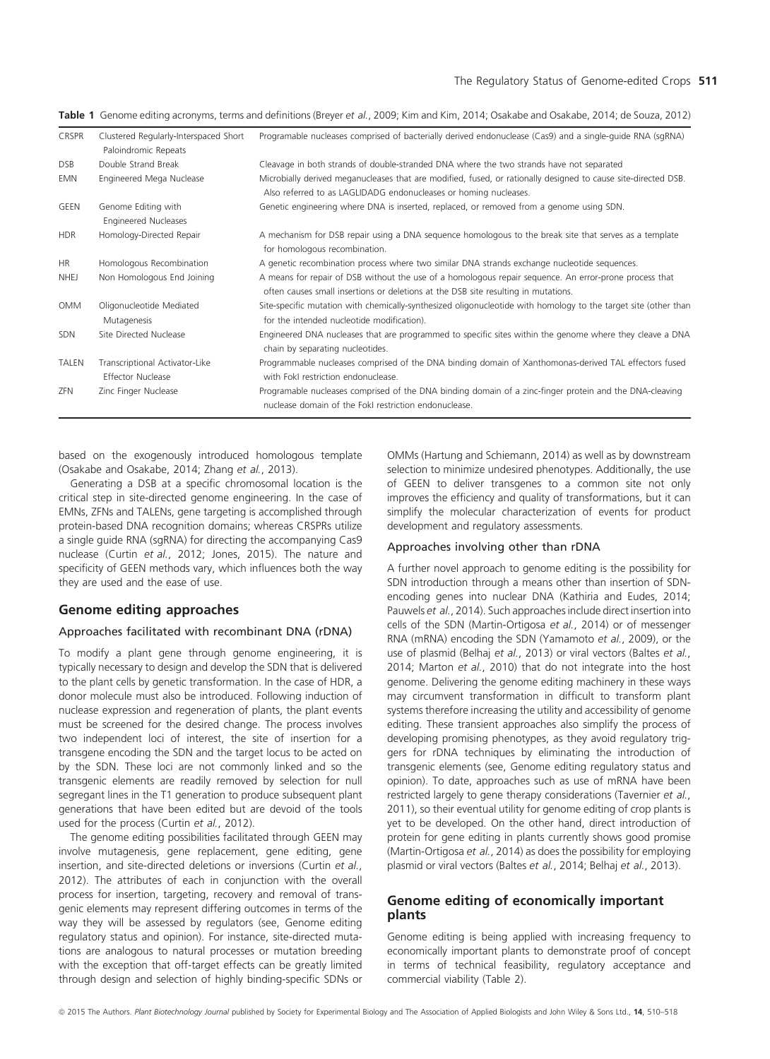**Table 1** Genome editing acronyms, terms and definitions (Breyer *et al.*, 2009; Kim and Kim, 2014; Osakabe and Osakabe, 2014; de Souza, 2012)

| | | |
|---|---|---|
| CRSPR | Clustered Regularly-Interspaced Short Paloindromic Repeats | Programable nucleases comprised of bacterially derived endonuclease (Cas9) and a single-guide RNA (sgRNA) |
| DSB | Double Strand Break | Cleavage in both strands of double-stranded DNA where the two strands have not separated |
| EMN | Engineered Mega Nuclease | Microbially derived meganucleases that are modified, fused, or rationally designed to cause site-directed DSB. Also referred to as LAGLIDADG endonucleases or homing nucleases. |
| GEEN | Genome Editing with Engineered Nucleases | Genetic engineering where DNA is inserted, replaced, or removed from a genome using SDN. |
| HDR | Homology-Directed Repair | A mechanism for DSB repair using a DNA sequence homologous to the break site that serves as a template for homologous recombination. |
| HR | Homologous Recombination | A genetic recombination process where two similar DNA strands exchange nucleotide sequences. |
| NHEJ | Non Homologous End Joining | A means for repair of DSB without the use of a homologous repair sequence. An error-prone process that often causes small insertions or deletions at the DSB site resulting in mutations. |
| OMM | Oligonucleotide Mediated Mutagenesis | Site-specific mutation with chemically-synthesized oligonucleotide with homology to the target site (other than for the intended nucleotide modification). |
| SDN | Site Directed Nuclease | Engineered DNA nucleases that are programmed to specific sites within the genome where they cleave a DNA chain by separating nucleotides. |
| TALEN | Transcriptional Activator-Like Effector Nuclease | Programmable nucleases comprised of the DNA binding domain of Xanthomonas-derived TAL effectors fused with FokI restriction endonuclease. |
| ZFN | Zinc Finger Nuclease | Programable nucleases comprised of the DNA binding domain of a zinc-finger protein and the DNA-cleaving nuclease domain of the FokI restriction endonuclease. |

based on the exogenously introduced homologous template (Osakabe and Osakabe, 2014; Zhang *et al.*, 2013).

Generating a DSB at a specific chromosomal location is the critical step in site-directed genome engineering. In the case of EMNs, ZFNs and TALENs, gene targeting is accomplished through protein-based DNA recognition domains; whereas CRSPRs utilize a single guide RNA (sgRNA) for directing the accompanying Cas9 nuclease (Curtin *et al.*, 2012; Jones, 2015). The nature and specificity of GEEN methods vary, which influences both the way they are used and the ease of use.

## Genome editing approaches

### Approaches facilitated with recombinant DNA (rDNA)

To modify a plant gene through genome engineering, it is typically necessary to design and develop the SDN that is delivered to the plant cells by genetic transformation. In the case of HDR, a donor molecule must also be introduced. Following induction of nuclease expression and regeneration of plants, the plant events must be screened for the desired change. The process involves two independent loci of interest, the site of insertion for a transgene encoding the SDN and the target locus to be acted on by the SDN. These loci are not commonly linked and so the transgenic elements are readily removed by selection for null segregant lines in the T1 generation to produce subsequent plant generations that have been edited but are devoid of the tools used for the process (Curtin *et al.*, 2012).

The genome editing possibilities facilitated through GEEN may involve mutagenesis, gene replacement, gene editing, gene insertion, and site-directed deletions or inversions (Curtin *et al.*, 2012). The attributes of each in conjunction with the overall process for insertion, targeting, recovery and removal of transgenic elements may represent differing outcomes in terms of the way they will be assessed by regulators (see, Genome editing regulatory status and opinion). For instance, site-directed mutations are analogous to natural processes or mutation breeding with the exception that off-target effects can be greatly limited through design and selection of highly binding-specific SDNs or OMMs (Hartung and Schiemann, 2014) as well as by downstream selection to minimize undesired phenotypes. Additionally, the use of GEEN to deliver transgenes to a common site not only improves the efficiency and quality of transformations, but it can simplify the molecular characterization of events for product development and regulatory assessments.

### Approaches involving other than rDNA

A further novel approach to genome editing is the possibility for SDN introduction through a means other than insertion of SDN-encoding genes into nuclear DNA (Kathiria and Eudes, 2014; Pauwels *et al.*, 2014). Such approaches include direct insertion into cells of the SDN (Martin-Ortigosa *et al.*, 2014) or of messenger RNA (mRNA) encoding the SDN (Yamamoto *et al.*, 2009), or the use of plasmid (Belhaj *et al.*, 2013) or viral vectors (Baltes *et al.*, 2014; Marton *et al.*, 2010) that do not integrate into the host genome. Delivering the genome editing machinery in these ways may circumvent transformation in difficult to transform plant systems therefore increasing the utility and accessibility of genome editing. These transient approaches also simplify the process of developing promising phenotypes, as they avoid regulatory triggers for rDNA techniques by eliminating the introduction of transgenic elements (see, Genome editing regulatory status and opinion). To date, approaches such as use of mRNA have been restricted largely to gene therapy considerations (Tavernier *et al.*, 2011), so their eventual utility for genome editing of crop plants is yet to be developed. On the other hand, direct introduction of protein for gene editing in plants currently shows good promise (Martin-Ortigosa *et al.*, 2014) as does the possibility for employing plasmid or viral vectors (Baltes *et al.*, 2014; Belhaj *et al.*, 2013).

## Genome editing of economically important plants

Genome editing is being applied with increasing frequency to economically important plants to demonstrate proof of concept in terms of technical feasibility, regulatory acceptance and commercial viability (Table 2).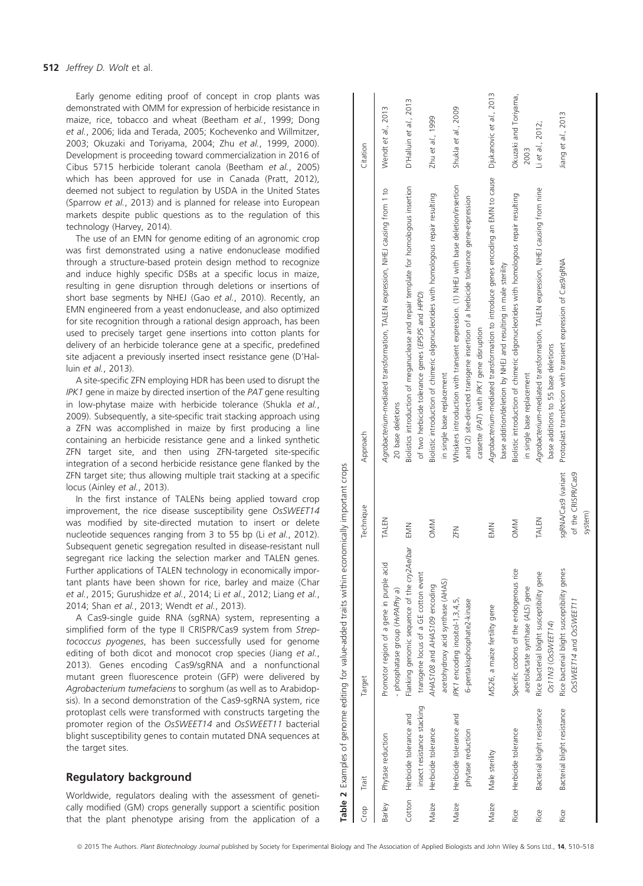Early genome editing proof of concept in crop plants was demonstrated with OMM for expression of herbicide resistance in maize, rice, tobacco and wheat (Beetham *et al.*, 1999; Dong *et al.*, 2006; Iida and Terada, 2005; Kochevenko and Willmitzer, 2003; Okuzaki and Toriyama, 2004; Zhu *et al.*, 1999, 2000). Development is proceeding toward commercialization in 2016 of Cibus 5715 herbicide tolerant canola (Beetham *et al.*, 2005) which has been approved for use in Canada (Pratt, 2012), deemed not subject to regulation by USDA in the United States (Sparrow *et al.*, 2013) and is planned for release into European markets despite public questions as to the regulation of this technology (Harvey, 2014).

The use of an EMN for genome editing of an agronomic crop was first demonstrated using a native endonuclease modified through a structure-based protein design method to recognize and induce highly specific DSBs at a specific locus in maize, resulting in gene disruption through deletions or insertions of short base segments by NHEJ (Gao *et al.*, 2010). Recently, an EMN engineered from a yeast endonuclease, and also optimized for site recognition through a rational design approach, has been used to precisely target gene insertions into cotton plants for delivery of an herbicide tolerance gene at a specific, predefined site adjacent a previously inserted insect resistance gene (D'Halluin *et al.*, 2013).

A site-specific ZFN employing HDR has been used to disrupt the *IPK1* gene in maize by directed insertion of the *PAT* gene resulting in low-phytase maize with herbicide tolerance (Shukla *et al.*, 2009). Subsequently, a site-specific trait stacking approach using a ZFN was accomplished in maize by first producing a line containing an herbicide resistance gene and a linked synthetic ZFN target site, and then using ZFN-targeted site-specific integration of a second herbicide resistance gene flanked by the ZFN target site; thus allowing multiple trait stacking at a specific locus (Ainley *et al.*, 2013).

In the first instance of TALENs being applied toward crop improvement, the rice disease susceptibility gene *OsSWEET14* was modified by site-directed mutation to insert or delete nucleotide sequences ranging from 3 to 55 bp (Li *et al.*, 2012). Subsequent genetic segregation resulted in disease-resistant null segregant rice lacking the selection marker and TALEN genes. Further applications of TALEN technology in economically important plants have been shown for rice, barley and maize (Char *et al.*, 2015; Gurushidze *et al.*, 2014; Li *et al.*, 2012; Liang *et al.*, 2014; Shan *et al.*, 2013; Wendt *et al.*, 2013).

A Cas9-single guide RNA (sgRNA) system, representing a simplified form of the type II CRISPR/Cas9 system from *Streptococcus pyogenes*, has been successfully used for genome editing of both dicot and monocot crop species (Jiang *et al.*, 2013). Genes encoding Cas9/sgRNA and a nonfunctional mutant green fluorescence protein (GFP) were delivered by *Agrobacterium tumefaciens* to sorghum (as well as to Arabidopsis). In a second demonstration of the Cas9-sgRNA system, rice protoplast cells were transformed with constructs targeting the promoter region of the *OsSWEET14* and *OsSWEET11* bacterial blight susceptibility genes to contain mutated DNA sequences at the target sites.

## Regulatory background

Worldwide, regulators dealing with the assessment of genetically modified (GM) crops generally support a scientific position that the plant phenotype arising from the application of a

**Table 2** Examples of genome editing for value-added traits within economically important crops

| Crop | Trait | Target | Technique | Approach | Citation |
|---|---|---|---|---|---|
| Barley | Phytase reduction | Promoter region of a gene in purple acid - phosphatase group (*HvPAPhy a*) | TALEN | *Agrobacterium*-mediated transformation, TALEN expression, NHEJ causing from 1 to 20 base deletions | Wendt *et al.*, 2013 |
| Cotton | Herbicide tolerance and insect resistance stacking | Flanking genomic sequence of the *cry2Ae/bar* transgene locus of a GE cotton event | EMN | Biolistics introduction of meganuclease and repair template for homologous insertion of two herbicide tolerance genes (*EPSPS* and *HPPD*) | D'Halluin *et al.*, 2013 |
| Maize | Herbicide tolerance | *AHAS108* and *AHAS109* encoding acetohydroxy acid synthase (AHAS) | OMM | Biolistic introduction of chimeric oligonucleotides with homologous repair resulting in single base replacement | Zhu *et al.*, 1999 |
| Maize | Herbicide tolerance and phytase reduction | *IPK1* encoding inositol-1,3,4,5, 6-pentakisphosphate2-kinase | ZFN | Whiskers introduction with transient expression. (1) NHEJ with base deletion/insertion and (2) site-directed transgene insertion of a herbicide tolerance gene-expression cassette (*PAT*) with *IPK1* gene disruption | Shukla *et al.*, 2009 |
| Maize | Male sterility | *MS26*, a maize fertility gene | EMN | *Agrobacterium*-mediated transformation to introduce genes encoding an EMN to cause base addition/deletion by NHEJ and resulting in male sterility | Djukanovic *et al.*, 2013 |
| Rice | Herbicide tolerance | Specific codons of the endogenous rice acetolactate synthase (*ALS*) gene | OMM | Biolistic introduction of chimeric oligonucleotides with homologous repair resulting in single base replacement | Okuzaki and Toriyama, 2003 |
| Rice | Bacterial blight resistance | Rice bacterial blight susceptibility gene *Os11N3* (*OsSWEET14*) | TALEN | *Agrobacterium*-mediated transformation, TALEN expression, NHEJ causing from nine base additions to 55 base deletions | Li *et al.*, 2012; |
| Rice | Bacterial blight resistance | Rice bacterial blight susceptibility genes *OsSWEET14* and *OsSWEET11* | sgRNA/Cas9 (variant of the CRISPR/Cas9 system) | Protoplast transfection with transient expression of Cas9/gRNA | Jiang *et al.*, 2013 |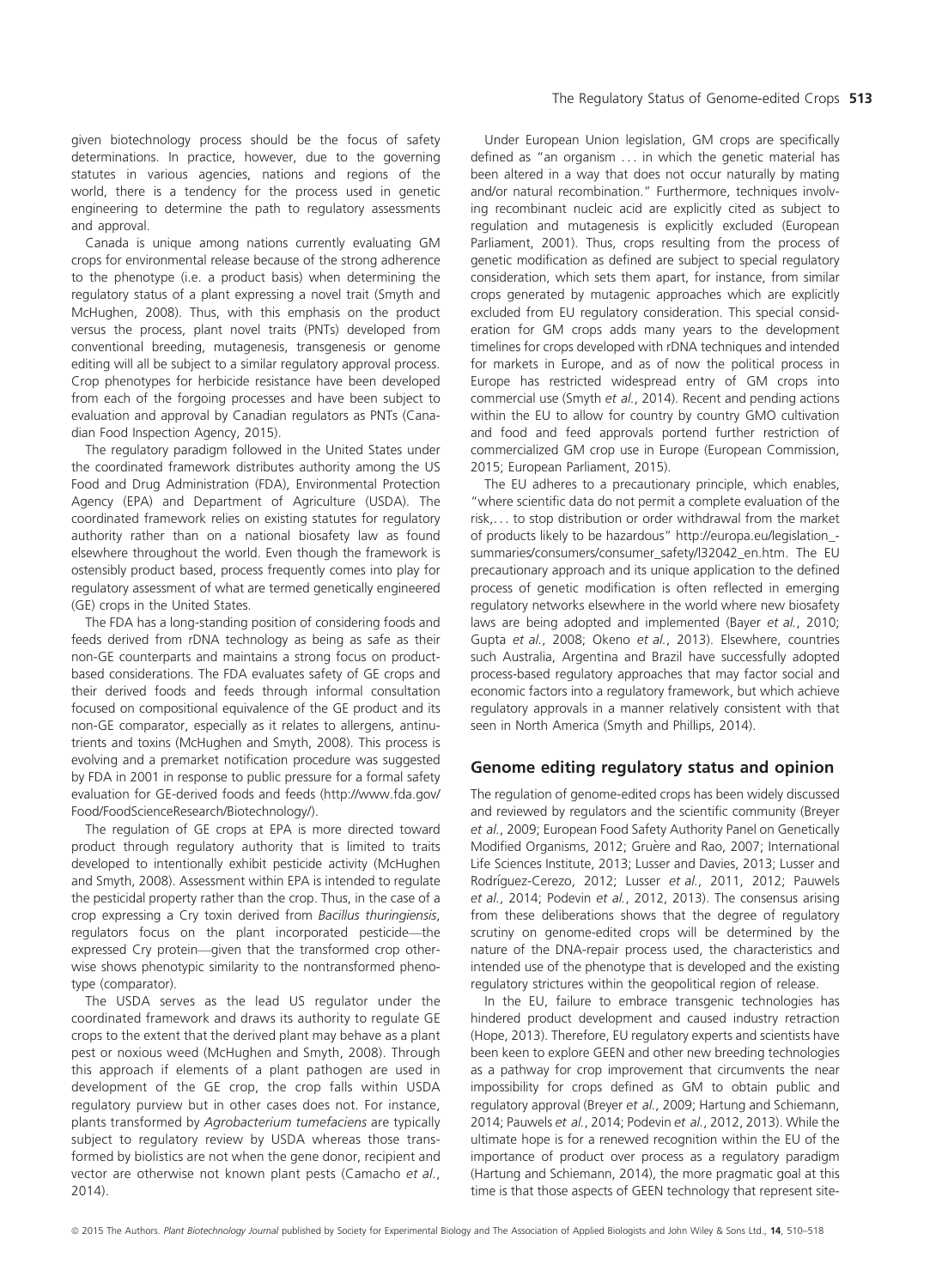given biotechnology process should be the focus of safety determinations. In practice, however, due to the governing statutes in various agencies, nations and regions of the world, there is a tendency for the process used in genetic engineering to determine the path to regulatory assessments and approval.

Canada is unique among nations currently evaluating GM crops for environmental release because of the strong adherence to the phenotype (i.e. a product basis) when determining the regulatory status of a plant expressing a novel trait (Smyth and McHughen, 2008). Thus, with this emphasis on the product versus the process, plant novel traits (PNTs) developed from conventional breeding, mutagenesis, transgenesis or genome editing will all be subject to a similar regulatory approval process. Crop phenotypes for herbicide resistance have been developed from each of the forgoing processes and have been subject to evaluation and approval by Canadian regulators as PNTs (Canadian Food Inspection Agency, 2015).

The regulatory paradigm followed in the United States under the coordinated framework distributes authority among the US Food and Drug Administration (FDA), Environmental Protection Agency (EPA) and Department of Agriculture (USDA). The coordinated framework relies on existing statutes for regulatory authority rather than on a national biosafety law as found elsewhere throughout the world. Even though the framework is ostensibly product based, process frequently comes into play for regulatory assessment of what are termed genetically engineered (GE) crops in the United States.

The FDA has a long-standing position of considering foods and feeds derived from rDNA technology as being as safe as their non-GE counterparts and maintains a strong focus on product-based considerations. The FDA evaluates safety of GE crops and their derived foods and feeds through informal consultation focused on compositional equivalence of the GE product and its non-GE comparator, especially as it relates to allergens, antinutrients and toxins (McHughen and Smyth, 2008). This process is evolving and a premarket notification procedure was suggested by FDA in 2001 in response to public pressure for a formal safety evaluation for GE-derived foods and feeds (http://www.fda.gov/Food/FoodScienceResearch/Biotechnology/).

The regulation of GE crops at EPA is more directed toward product through regulatory authority that is limited to traits developed to intentionally exhibit pesticide activity (McHughen and Smyth, 2008). Assessment within EPA is intended to regulate the pesticidal property rather than the crop. Thus, in the case of a crop expressing a Cry toxin derived from *Bacillus thuringiensis*, regulators focus on the plant incorporated pesticide—the expressed Cry protein—given that the transformed crop otherwise shows phenotypic similarity to the nontransformed phenotype (comparator).

The USDA serves as the lead US regulator under the coordinated framework and draws its authority to regulate GE crops to the extent that the derived plant may behave as a plant pest or noxious weed (McHughen and Smyth, 2008). Through this approach if elements of a plant pathogen are used in development of the GE crop, the crop falls within USDA regulatory purview but in other cases does not. For instance, plants transformed by *Agrobacterium tumefaciens* are typically subject to regulatory review by USDA whereas those transformed by biolistics are not when the gene donor, recipient and vector are otherwise not known plant pests (Camacho *et al.*, 2014).

Under European Union legislation, GM crops are specifically defined as "an organism ... in which the genetic material has been altered in a way that does not occur naturally by mating and/or natural recombination." Furthermore, techniques involving recombinant nucleic acid are explicitly cited as subject to regulation and mutagenesis is explicitly excluded (European Parliament, 2001). Thus, crops resulting from the process of genetic modification as defined are subject to special regulatory consideration, which sets them apart, for instance, from similar crops generated by mutagenic approaches which are explicitly excluded from EU regulatory consideration. This special consideration for GM crops adds many years to the development timelines for crops developed with rDNA techniques and intended for markets in Europe, and as of now the political process in Europe has restricted widespread entry of GM crops into commercial use (Smyth *et al.*, 2014). Recent and pending actions within the EU to allow for country by country GMO cultivation and food and feed approvals portend further restriction of commercialized GM crop use in Europe (European Commission, 2015; European Parliament, 2015).

The EU adheres to a precautionary principle, which enables, "where scientific data do not permit a complete evaluation of the risk,... to stop distribution or order withdrawal from the market of products likely to be hazardous" http://europa.eu/legislation_summaries/consumers/consumer_safety/l32042_en.htm. The EU precautionary approach and its unique application to the defined process of genetic modification is often reflected in emerging regulatory networks elsewhere in the world where new biosafety laws are being adopted and implemented (Bayer *et al.*, 2010; Gupta *et al.*, 2008; Okeno *et al.*, 2013). Elsewhere, countries such Australia, Argentina and Brazil have successfully adopted process-based regulatory approaches that may factor social and economic factors into a regulatory framework, but which achieve regulatory approvals in a manner relatively consistent with that seen in North America (Smyth and Phillips, 2014).

## Genome editing regulatory status and opinion

The regulation of genome-edited crops has been widely discussed and reviewed by regulators and the scientific community (Breyer *et al.*, 2009; European Food Safety Authority Panel on Genetically Modified Organisms, 2012; Gruère and Rao, 2007; International Life Sciences Institute, 2013; Lusser and Davies, 2013; Lusser and Rodríguez-Cerezo, 2012; Lusser *et al.*, 2011, 2012; Pauwels *et al.*, 2014; Podevin *et al.*, 2012, 2013). The consensus arising from these deliberations shows that the degree of regulatory scrutiny on genome-edited crops will be determined by the nature of the DNA-repair process used, the characteristics and intended use of the phenotype that is developed and the existing regulatory strictures within the geopolitical region of release.

In the EU, failure to embrace transgenic technologies has hindered product development and caused industry retraction (Hope, 2013). Therefore, EU regulatory experts and scientists have been keen to explore GEEN and other new breeding technologies as a pathway for crop improvement that circumvents the near impossibility for crops defined as GM to obtain public and regulatory approval (Breyer *et al.*, 2009; Hartung and Schiemann, 2014; Pauwels *et al.*, 2014; Podevin *et al.*, 2012, 2013). While the ultimate hope is for a renewed recognition within the EU of the importance of product over process as a regulatory paradigm (Hartung and Schiemann, 2014), the more pragmatic goal at this time is that those aspects of GEEN technology that represent site-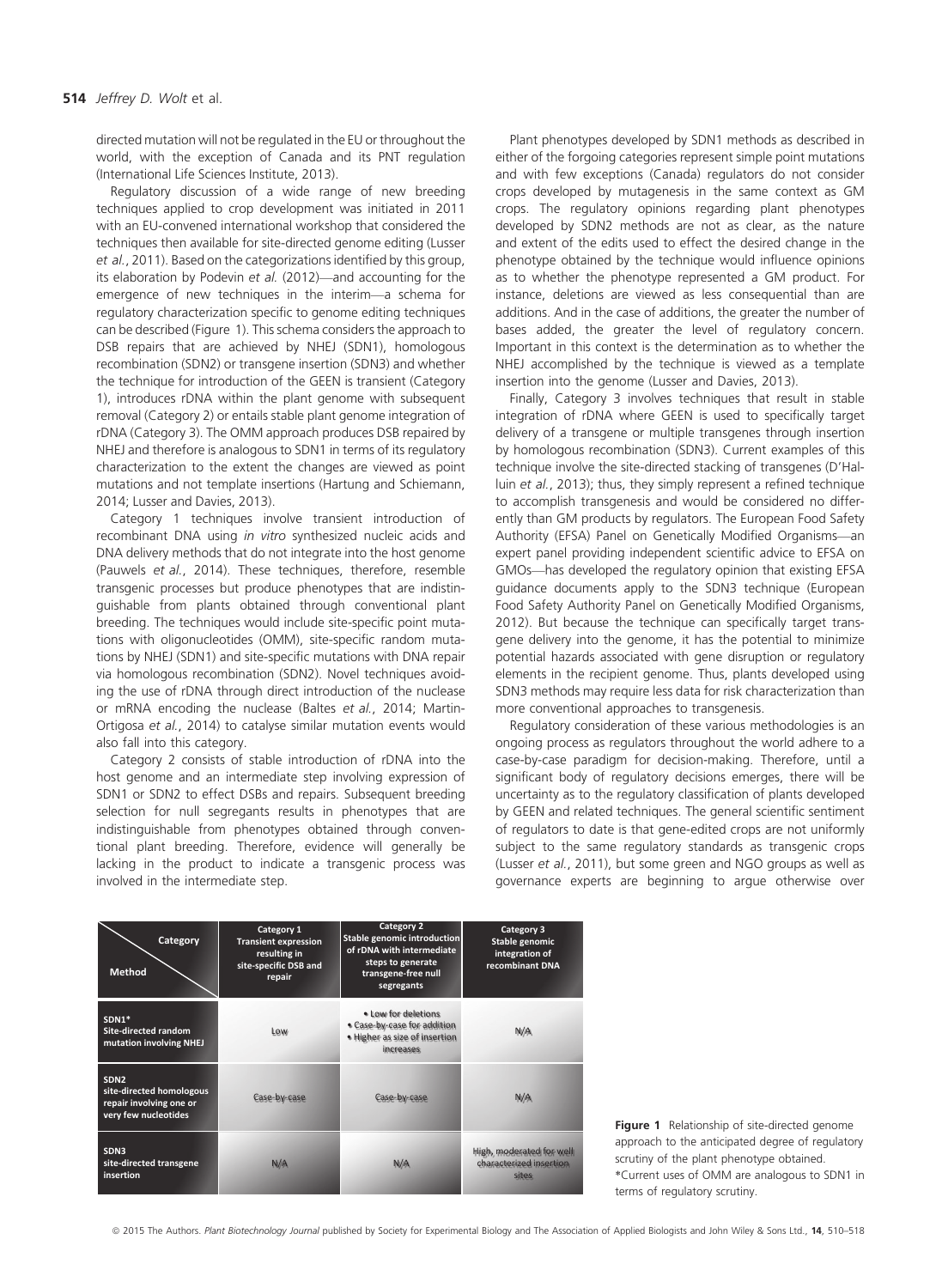directed mutation will not be regulated in the EU or throughout the world, with the exception of Canada and its PNT regulation (International Life Sciences Institute, 2013).

Regulatory discussion of a wide range of new breeding techniques applied to crop development was initiated in 2011 with an EU-convened international workshop that considered the techniques then available for site-directed genome editing (Lusser *et al.*, 2011). Based on the categorizations identified by this group, its elaboration by Podevin *et al.* (2012)—and accounting for the emergence of new techniques in the interim—a schema for regulatory characterization specific to genome editing techniques can be described (Figure 1). This schema considers the approach to DSB repairs that are achieved by NHEJ (SDN1), homologous recombination (SDN2) or transgene insertion (SDN3) and whether the technique for introduction of the GEEN is transient (Category 1), introduces rDNA within the plant genome with subsequent removal (Category 2) or entails stable plant genome integration of rDNA (Category 3). The OMM approach produces DSB repaired by NHEJ and therefore is analogous to SDN1 in terms of its regulatory characterization to the extent the changes are viewed as point mutations and not template insertions (Hartung and Schiemann, 2014; Lusser and Davies, 2013).

Category 1 techniques involve transient introduction of recombinant DNA using *in vitro* synthesized nucleic acids and DNA delivery methods that do not integrate into the host genome (Pauwels *et al.*, 2014). These techniques, therefore, resemble transgenic processes but produce phenotypes that are indistinguishable from plants obtained through conventional plant breeding. The techniques would include site-specific point mutations with oligonucleotides (OMM), site-specific random mutations by NHEJ (SDN1) and site-specific mutations with DNA repair via homologous recombination (SDN2). Novel techniques avoiding the use of rDNA through direct introduction of the nuclease or mRNA encoding the nuclease (Baltes *et al.*, 2014; Martin-Ortigosa *et al.*, 2014) to catalyse similar mutation events would also fall into this category.

Category 2 consists of stable introduction of rDNA into the host genome and an intermediate step involving expression of SDN1 or SDN2 to effect DSBs and repairs. Subsequent breeding selection for null segregants results in phenotypes that are indistinguishable from phenotypes obtained through conventional plant breeding. Therefore, evidence will generally be lacking in the product to indicate a transgenic process was involved in the intermediate step.

Plant phenotypes developed by SDN1 methods as described in either of the forgoing categories represent simple point mutations and with few exceptions (Canada) regulators do not consider crops developed by mutagenesis in the same context as GM crops. The regulatory opinions regarding plant phenotypes developed by SDN2 methods are not as clear, as the nature and extent of the edits used to effect the desired change in the phenotype obtained by the technique would influence opinions as to whether the phenotype represented a GM product. For instance, deletions are viewed as less consequential than are additions. And in the case of additions, the greater the number of bases added, the greater the level of regulatory concern. Important in this context is the determination as to whether the NHEJ accomplished by the technique is viewed as a template insertion into the genome (Lusser and Davies, 2013).

Finally, Category 3 involves techniques that result in stable integration of rDNA where GEEN is used to specifically target delivery of a transgene or multiple transgenes through insertion by homologous recombination (SDN3). Current examples of this technique involve the site-directed stacking of transgenes (D'Halluin *et al.*, 2013); thus, they simply represent a refined technique to accomplish transgenesis and would be considered no differently than GM products by regulators. The European Food Safety Authority (EFSA) Panel on Genetically Modified Organisms—an expert panel providing independent scientific advice to EFSA on GMOs—has developed the regulatory opinion that existing EFSA guidance documents apply to the SDN3 technique (European Food Safety Authority Panel on Genetically Modified Organisms, 2012). But because the technique can specifically target transgene delivery into the genome, it has the potential to minimize potential hazards associated with gene disruption or regulatory elements in the recipient genome. Thus, plants developed using SDN3 methods may require less data for risk characterization than more conventional approaches to transgenesis.

Regulatory consideration of these various methodologies is an ongoing process as regulators throughout the world adhere to a case-by-case paradigm for decision-making. Therefore, until a significant body of regulatory decisions emerges, there will be uncertainty as to the regulatory classification of plants developed by GEEN and related techniques. The general scientific sentiment of regulators to date is that gene-edited crops are not uniformly subject to the same regulatory standards as transgenic crops (Lusser *et al.*, 2011), but some green and NGO groups as well as governance experts are beginning to argue otherwise over

| Method \ Category | Category 1 Transient expression resulting in site-specific DSB and repair | Category 2 Stable genomic introduction of rDNA with intermediate steps to generate transgene-free null segregants | Category 3 Stable genomic integration of recombinant DNA |
|---|---|---|---|
| SDN1* Site-directed random mutation involving NHEJ | Low | • Low for deletions<br>• Case-by-case for addition<br>• Higher as size of insertion increases | N/A |
| SDN2 site-directed homologous repair involving one or very few nucleotides | Case-by-case | Case-by-case | N/A |
| SDN3 site-directed transgene insertion | N/A | N/A | High, moderated for well characterized insertion sites |

**Figure 1** Relationship of site-directed genome approach to the anticipated degree of regulatory scrutiny of the plant phenotype obtained. *Current uses of OMM are analogous to SDN1 in terms of regulatory scrutiny.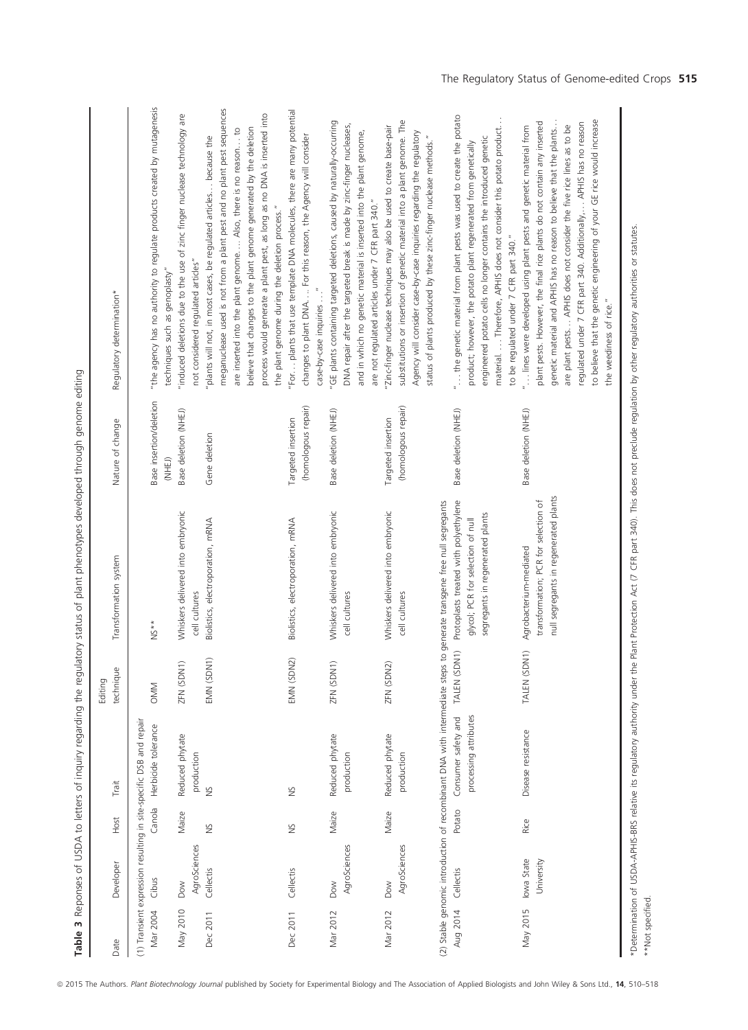**Table 3** Responses of USDA to letters of inquiry regarding the regulatory status of plant phenotypes developed through genome editing

| Date | Developer | Host | Trait | Editing technique | Transformation system | Nature of change | Regulatory determination* |
|---|---|---|---|---|---|---|---|
| (1) Transient expression resulting in site-specific DSB and repair | | | | | | | |
| Mar 2004 | Cibus | Canola | Herbicide tolerance | OMM | NS** | Base insertion/deletion (NHEJ) | "the agency has no authority to regulate products created by mutagenesis techniques such as genoplasty" |
| May 2010 | Dow AgroSciences | Maize | Reduced phytate production | ZFN (SDN1) | Whiskers delivered into embryonic cell cultures | Base deletion (NHEJ) | "induced deletions due to the use of zinc finger nuclease technology are not considered regulated articles" |
| Dec 2011 | Cellectis | NS | NS | EMN (SDN1) | Biolistics, electroporation, mRNA | Gene deletion | "plants will not, in most cases, be regulated articles… because the meganuclease used is not from a plant pest and no plant pest sequences are inserted into the plant genome.… Also, there is no reason… to believe that changes to the plant genome generated by the deletion process would generate a plant pest, as long as no DNA is inserted into the plant genome during the deletion process." |
| Dec 2011 | Cellectis | NS | NS | EMN (SDN2) | Biolistics, electroporation, mRNA | Targeted insertion (homologous repair) | "For… plants that use template DNA molecules, there are many potential changes to plant DNA.… For this reason, the Agency will consider case-by-case inquiries …" |
| Mar 2012 | Dow AgroSciences | Maize | Reduced phytate production | ZFN (SDN1) | Whiskers delivered into embryonic cell cultures | Base deletion (NHEJ) | "GE plants containing targeted deletions, caused by naturally-occurring DNA repair after the targeted break is made by zinc-finger nucleases, and in which no genetic material is inserted into the plant genome, are not regulated articles under 7 CFR part 340." |
| Mar 2012 | Dow AgroSciences | Maize | Reduced phytate production | ZFN (SDN2) | Whiskers delivered into embryonic cell cultures | Targeted insertion (homologous repair) | "Zinc-finger nuclease techniques may also be used to create base-pair substitutions or insertion of genetic material into a plant genome. The Agency will consider case-by-case inquiries regarding the regulatory status of plants produced by these zinc-finger nuclease methods." |
| (2) Stable genomic introduction of recombinant DNA with intermediate steps to generate transgene free null segregants | | | | | | | |
| Aug 2014 | Cellectis | Potato | Consumer safety and processing attributes | TALEN (SDN1) | Protoplasts treated with polyethylene glycol; PCR for selection of null segregants in regenerated plants | Base deletion (NHEJ) | "… the genetic material from plant pests was used to create the potato product; however, the potato plant regenerated from genetically engineered potato cells no longer contains the introduced genetic material.… Therefore, APHIS does not consider this potato product… to be regulated under 7 CFR part 340." |
| May 2015 | Iowa State University | Rice | Disease resistance | TALEN (SDN1) | Agrobacterium-mediated transformation; PCR for selection of null segregants in regenerated plants | Base deletion (NHEJ) | "… lines were developed using plant pests and genetic material from plant pests. However, the final rice plants do not contain any inserted genetic material and APHIS has no reason to believe that the plants… are plant pests… APHIS does not consider the five rice lines as to be regulated under 7 CFR part 340. Additionally,… APHIS has no reason to believe that the genetic engineering of your GE rice would increase the weediness of rice." |

*Determination of USDA-APHIS-BRS relative its regulatory authority under the Plant Protection Act (7 CFR part 340). This does not preclude regulation by other regulatory authorities or statutes.
**Not specified.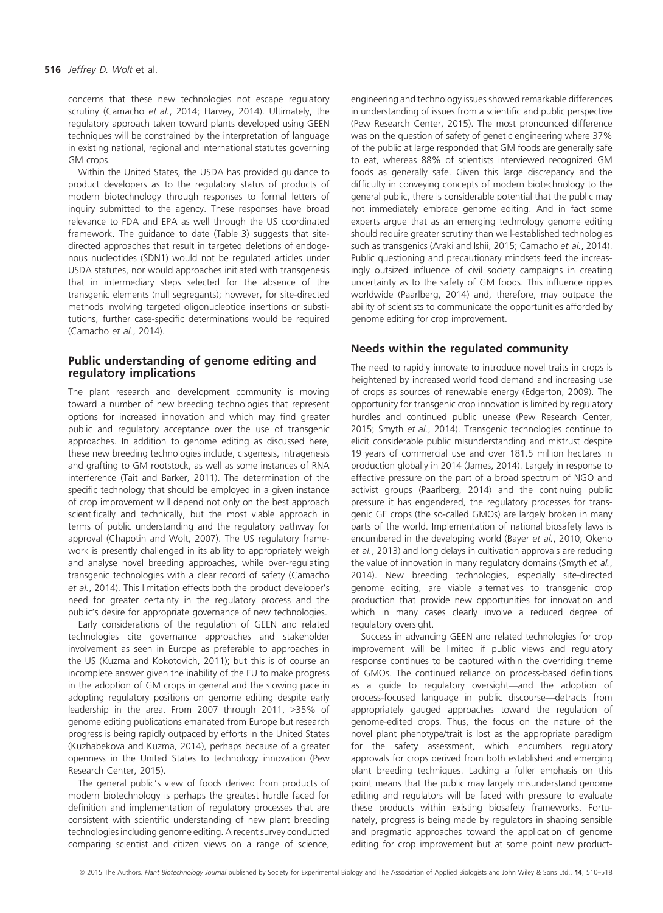concerns that these new technologies not escape regulatory scrutiny (Camacho *et al.*, 2014; Harvey, 2014). Ultimately, the regulatory approach taken toward plants developed using GEEN techniques will be constrained by the interpretation of language in existing national, regional and international statutes governing GM crops.

Within the United States, the USDA has provided guidance to product developers as to the regulatory status of products of modern biotechnology through responses to formal letters of inquiry submitted to the agency. These responses have broad relevance to FDA and EPA as well through the US coordinated framework. The guidance to date (Table 3) suggests that site-directed approaches that result in targeted deletions of endogenous nucleotides (SDN1) would not be regulated articles under USDA statutes, nor would approaches initiated with transgenesis that in intermediary steps selected for the absence of the transgenic elements (null segregants); however, for site-directed methods involving targeted oligonucleotide insertions or substitutions, further case-specific determinations would be required (Camacho *et al.*, 2014).

## Public understanding of genome editing and regulatory implications

The plant research and development community is moving toward a number of new breeding technologies that represent options for increased innovation and which may find greater public and regulatory acceptance over the use of transgenic approaches. In addition to genome editing as discussed here, these new breeding technologies include, cisgenesis, intragenesis and grafting to GM rootstock, as well as some instances of RNA interference (Tait and Barker, 2011). The determination of the specific technology that should be employed in a given instance of crop improvement will depend not only on the best approach scientifically and technically, but the most viable approach in terms of public understanding and the regulatory pathway for approval (Chapotin and Wolt, 2007). The US regulatory framework is presently challenged in its ability to appropriately weigh and analyse novel breeding approaches, while over-regulating transgenic technologies with a clear record of safety (Camacho *et al.*, 2014). This limitation effects both the product developer's need for greater certainty in the regulatory process and the public's desire for appropriate governance of new technologies.

Early considerations of the regulation of GEEN and related technologies cite governance approaches and stakeholder involvement as seen in Europe as preferable to approaches in the US (Kuzma and Kokotovich, 2011); but this is of course an incomplete answer given the inability of the EU to make progress in the adoption of GM crops in general and the slowing pace in adopting regulatory positions on genome editing despite early leadership in the area. From 2007 through 2011, >35% of genome editing publications emanated from Europe but research progress is being rapidly outpaced by efforts in the United States (Kuzhabekova and Kuzma, 2014), perhaps because of a greater openness in the United States to technology innovation (Pew Research Center, 2015).

The general public's view of foods derived from products of modern biotechnology is perhaps the greatest hurdle faced for definition and implementation of regulatory processes that are consistent with scientific understanding of new plant breeding technologies including genome editing. A recent survey conducted comparing scientist and citizen views on a range of science, engineering and technology issues showed remarkable differences in understanding of issues from a scientific and public perspective (Pew Research Center, 2015). The most pronounced difference was on the question of safety of genetic engineering where 37% of the public at large responded that GM foods are generally safe to eat, whereas 88% of scientists interviewed recognized GM foods as generally safe. Given this large discrepancy and the difficulty in conveying concepts of modern biotechnology to the general public, there is considerable potential that the public may not immediately embrace genome editing. And in fact some experts argue that as an emerging technology genome editing should require greater scrutiny than well-established technologies such as transgenics (Araki and Ishii, 2015; Camacho *et al.*, 2014). Public questioning and precautionary mindsets feed the increasingly outsized influence of civil society campaigns in creating uncertainty as to the safety of GM foods. This influence ripples worldwide (Paarlberg, 2014) and, therefore, may outpace the ability of scientists to communicate the opportunities afforded by genome editing for crop improvement.

## Needs within the regulated community

The need to rapidly innovate to introduce novel traits in crops is heightened by increased world food demand and increasing use of crops as sources of renewable energy (Edgerton, 2009). The opportunity for transgenic crop innovation is limited by regulatory hurdles and continued public unease (Pew Research Center, 2015; Smyth *et al.*, 2014). Transgenic technologies continue to elicit considerable public misunderstanding and mistrust despite 19 years of commercial use and over 181.5 million hectares in production globally in 2014 (James, 2014). Largely in response to effective pressure on the part of a broad spectrum of NGO and activist groups (Paarlberg, 2014) and the continuing public pressure it has engendered, the regulatory processes for transgenic GE crops (the so-called GMOs) are largely broken in many parts of the world. Implementation of national biosafety laws is encumbered in the developing world (Bayer *et al.*, 2010; Okeno *et al.*, 2013) and long delays in cultivation approvals are reducing the value of innovation in many regulatory domains (Smyth *et al.*, 2014). New breeding technologies, especially site-directed genome editing, are viable alternatives to transgenic crop production that provide new opportunities for innovation and which in many cases clearly involve a reduced degree of regulatory oversight.

Success in advancing GEEN and related technologies for crop improvement will be limited if public views and regulatory response continues to be captured within the overriding theme of GMOs. The continued reliance on process-based definitions as a guide to regulatory oversight—and the adoption of process-focused language in public discourse—detracts from appropriately gauged approaches toward the regulation of genome-edited crops. Thus, the focus on the nature of the novel plant phenotype/trait is lost as the appropriate paradigm for the safety assessment, which encumbers regulatory approvals for crops derived from both established and emerging plant breeding techniques. Lacking a fuller emphasis on this point means that the public may largely misunderstand genome editing and regulators will be faced with pressure to evaluate these products within existing biosafety frameworks. Fortunately, progress is being made by regulators in shaping sensible and pragmatic approaches toward the application of genome editing for crop improvement but at some point new product-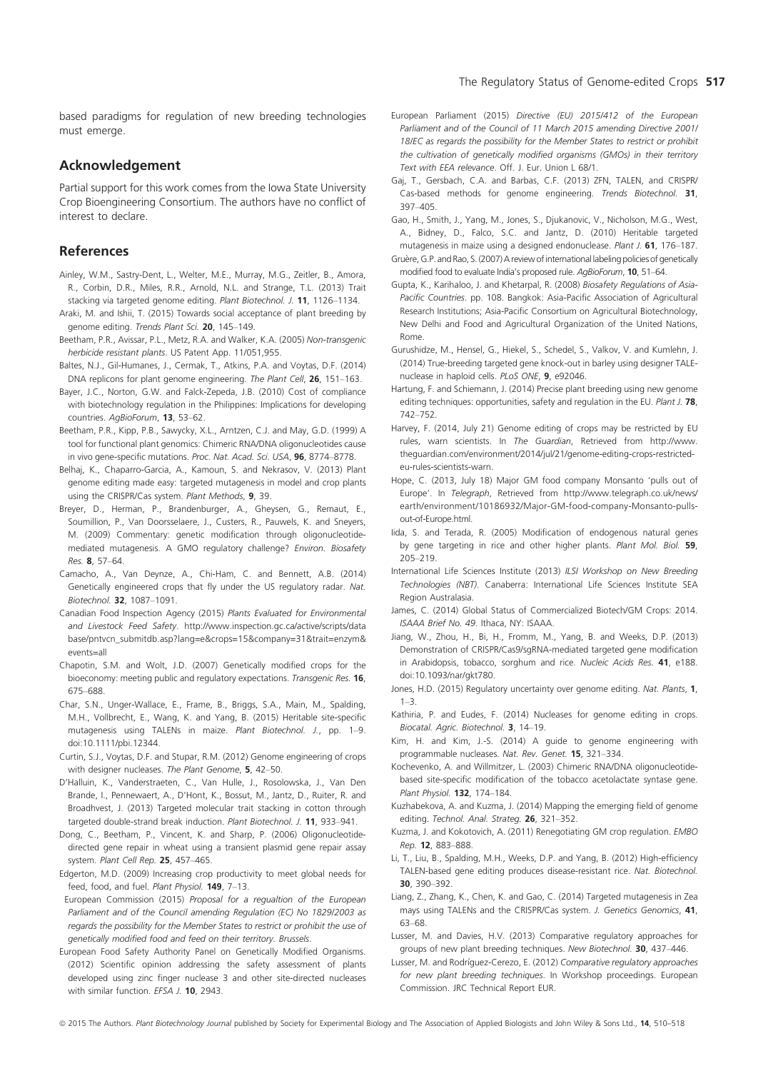based paradigms for regulation of new breeding technologies must emerge.

## Acknowledgement

Partial support for this work comes from the Iowa State University Crop Bioengineering Consortium. The authors have no conflict of interest to declare.

## References

Ainley, W.M., Sastry-Dent, L., Welter, M.E., Murray, M.G., Zeitler, B., Amora, R., Corbin, D.R., Miles, R.R., Arnold, N.L. and Strange, T.L. (2013) Trait stacking via targeted genome editing. *Plant Biotechnol. J.* **11**, 1126–1134.

Araki, M. and Ishii, T. (2015) Towards social acceptance of plant breeding by genome editing. *Trends Plant Sci.* **20**, 145–149.

Beetham, P.R., Avissar, P.L., Metz, R.A. and Walker, K.A. (2005) *Non-transgenic herbicide resistant plants*. US Patent App. 11/051,955.

Baltes, N.J., Gil-Humanes, J., Cermak, T., Atkins, P.A. and Voytas, D.F. (2014) DNA replicons for plant genome engineering. *The Plant Cell*, **26**, 151–163.

Bayer, J.C., Norton, G.W. and Falck-Zepeda, J.B. (2010) Cost of compliance with biotechnology regulation in the Philippines: Implications for developing countries. *AgBioForum*, **13**, 53–62.

Beetham, P.R., Kipp, P.B., Sawycky, X.L., Arntzen, C.J. and May, G.D. (1999) A tool for functional plant genomics: Chimeric RNA/DNA oligonucleotides cause in vivo gene-specific mutations. *Proc. Nat. Acad. Sci. USA*, **96**, 8774–8778.

Belhaj, K., Chaparro-Garcia, A., Kamoun, S. and Nekrasov, V. (2013) Plant genome editing made easy: targeted mutagenesis in model and crop plants using the CRISPR/Cas system. *Plant Methods*, **9**, 39.

Breyer, D., Herman, P., Brandenburger, A., Gheysen, G., Remaut, E., Soumillion, P., Van Doorsselaere, J., Custers, R., Pauwels, K. and Sneyers, M. (2009) Commentary: genetic modification through oligonucleotide-mediated mutagenesis. A GMO regulatory challenge? *Environ. Biosafety Res.* **8**, 57–64.

Camacho, A., Van Deynze, A., Chi-Ham, C. and Bennett, A.B. (2014) Genetically engineered crops that fly under the US regulatory radar. *Nat. Biotechnol.* **32**, 1087–1091.

Canadian Food Inspection Agency (2015) *Plants Evaluated for Environmental and Livestock Feed Safety*. http://www.inspection.gc.ca/active/scripts/database/pntvcn_submitdb.asp?lang=e&crops=15&company=31&trait=enzym&events=all

Chapotin, S.M. and Wolt, J.D. (2007) Genetically modified crops for the bioeconomy: meeting public and regulatory expectations. *Transgenic Res.* **16**, 675–688.

Char, S.N., Unger-Wallace, E., Frame, B., Briggs, S.A., Main, M., Spalding, M.H., Vollbrecht, E., Wang, K. and Yang, B. (2015) Heritable site-specific mutagenesis using TALENs in maize. *Plant Biotechnol. J.*, pp. 1–9. doi:10.1111/pbi.12344.

Curtin, S.J., Voytas, D.F. and Stupar, R.M. (2012) Genome engineering of crops with designer nucleases. *The Plant Genome*, **5**, 42–50.

D'Halluin, K., Vanderstraeten, C., Van Hulle, J., Rosolowska, J., Van Den Brande, I., Pennewaert, A., D'Hont, K., Bossut, M., Jantz, D., Ruiter, R. and Broadhvest, J. (2013) Targeted molecular trait stacking in cotton through targeted double-strand break induction. *Plant Biotechnol. J.* **11**, 933–941.

Dong, C., Beetham, P., Vincent, K. and Sharp, P. (2006) Oligonucleotide-directed gene repair in wheat using a transient plasmid gene repair assay system. *Plant Cell Rep.* **25**, 457–465.

Edgerton, M.D. (2009) Increasing crop productivity to meet global needs for feed, food, and fuel. *Plant Physiol.* **149**, 7–13.

European Commission (2015) *Proposal for a regualtion of the European Parliament and of the Council amending Regulation (EC) No 1829/2003 as regards the possibility for the Member States to restrict or prohibit the use of genetically modified food and feed on their territory*. Brussels.

European Food Safety Authority Panel on Genetically Modified Organisms. (2012) Scientific opinion addressing the safety assessment of plants developed using zinc finger nuclease 3 and other site-directed nucleases with similar function. *EFSA J.* **10**, 2943.

European Parliament (2015) *Directive (EU) 2015/412 of the European Parliament and of the Council of 11 March 2015 amending Directive 2001/18/EC as regards the possibility for the Member States to restrict or prohibit the cultivation of genetically modified organisms (GMOs) in their territory Text with EEA relevance*. Off. J. Eur. Union L 68/1.

Gaj, T., Gersbach, C.A. and Barbas, C.F. (2013) ZFN, TALEN, and CRISPR/Cas-based methods for genome engineering. *Trends Biotechnol.* **31**, 397–405.

Gao, H., Smith, J., Yang, M., Jones, S., Djukanovic, V., Nicholson, M.G., West, A., Bidney, D., Falco, S.C. and Jantz, D. (2010) Heritable targeted mutagenesis in maize using a designed endonuclease. *Plant J.* **61**, 176–187.

Gruère, G.P. and Rao, S. (2007) A review of international labeling policies of genetically modified food to evaluate India's proposed rule. *AgBioForum*, **10**, 51–64.

Gupta, K., Karihaloo, J. and Khetarpal, R. (2008) *Biosafety Regulations of Asia-Pacific Countries*. pp. 108. Bangkok: Asia-Pacific Association of Agricultural Research Institutions; Asia-Pacific Consortium on Agricultural Biotechnology, New Delhi and Food and Agricultural Organization of the United Nations, Rome.

Gurushidze, M., Hensel, G., Hiekel, S., Schedel, S., Valkov, V. and Kumlehn, J. (2014) True-breeding targeted gene knock-out in barley using designer TALE-nuclease in haploid cells. *PLoS ONE*, **9**, e92046.

Hartung, F. and Schiemann, J. (2014) Precise plant breeding using new genome editing techniques: opportunities, safety and regulation in the EU. *Plant J.* **78**, 742–752.

Harvey, F. (2014, July 21) Genome editing of crops may be restricted by EU rules, warn scientists. In *The Guardian*, Retrieved from http://www.theguardian.com/environment/2014/jul/21/genome-editing-crops-restricted-eu-rules-scientists-warn.

Hope, C. (2013, July 18) Major GM food company Monsanto 'pulls out of Europe'. In *Telegraph*, Retrieved from http://www.telegraph.co.uk/news/earth/environment/10186932/Major-GM-food-company-Monsanto-pulls-out-of-Europe.html.

Iida, S. and Terada, R. (2005) Modification of endogenous natural genes by gene targeting in rice and other higher plants. *Plant Mol. Biol.* **59**, 205–219.

International Life Sciences Institute (2013) *ILSI Workshop on New Breeding Technologies (NBT)*. Canaberra: International Life Sciences Institute SEA Region Australasia.

James, C. (2014) Global Status of Commercialized Biotech/GM Crops: 2014. *ISAAA Brief No. 49*. Ithaca, NY: ISAAA.

Jiang, W., Zhou, H., Bi, H., Fromm, M., Yang, B. and Weeks, D.P. (2013) Demonstration of CRISPR/Cas9/sgRNA-mediated targeted gene modification in Arabidopsis, tobacco, sorghum and rice. *Nucleic Acids Res.* **41**, e188. doi:10.1093/nar/gkt780.

Jones, H.D. (2015) Regulatory uncertainty over genome editing. *Nat. Plants*, **1**, 1–3.

Kathiria, P. and Eudes, F. (2014) Nucleases for genome editing in crops. *Biocatal. Agric. Biotechnol.* **3**, 14–19.

Kim, H. and Kim, J.-S. (2014) A guide to genome engineering with programmable nucleases. *Nat. Rev. Genet.* **15**, 321–334.

Kochevenko, A. and Willmitzer, L. (2003) Chimeric RNA/DNA oligonucleotide-based site-specific modification of the tobacco acetolactate syntase gene. *Plant Physiol.* **132**, 174–184.

Kuzhabekova, A. and Kuzma, J. (2014) Mapping the emerging field of genome editing. *Technol. Anal. Strateg.* **26**, 321–352.

Kuzma, J. and Kokotovich, A. (2011) Renegotiating GM crop regulation. *EMBO Rep.* **12**, 883–888.

Li, T., Liu, B., Spalding, M.H., Weeks, D.P. and Yang, B. (2012) High-efficiency TALEN-based gene editing produces disease-resistant rice. *Nat. Biotechnol.* **30**, 390–392.

Liang, Z., Zhang, K., Chen, K. and Gao, C. (2014) Targeted mutagenesis in Zea mays using TALENs and the CRISPR/Cas system. *J. Genetics Genomics*, **41**, 63–68.

Lusser, M. and Davies, H.V. (2013) Comparative regulatory approaches for groups of new plant breeding techniques. *New Biotechnol.* **30**, 437–446.

Lusser, M. and Rodríguez-Cerezo, E. (2012) *Comparative regulatory approaches for new plant breeding techniques*. In Workshop proceedings. European Commission. JRC Technical Report EUR.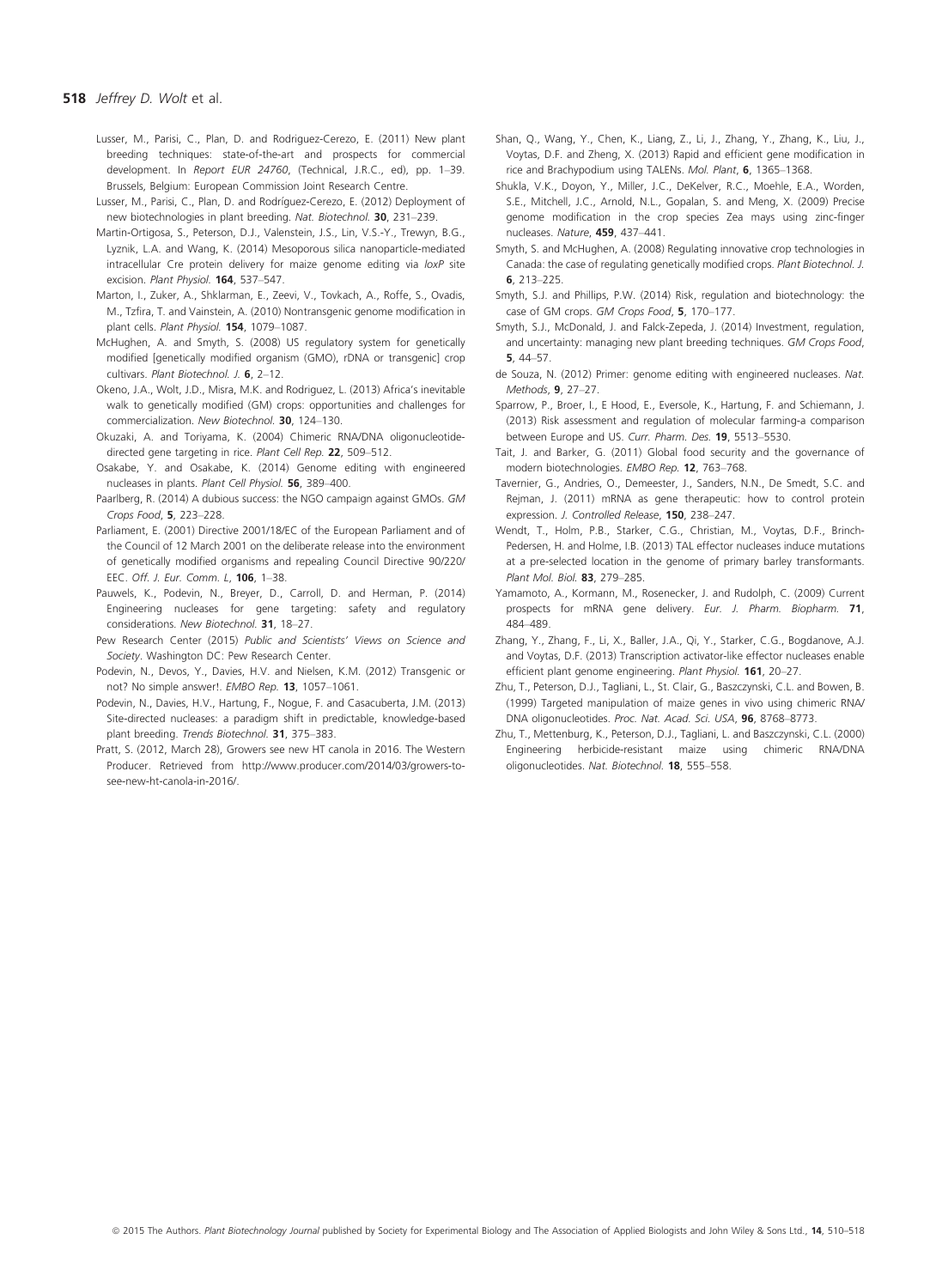Lusser, M., Parisi, C., Plan, D. and Rodriguez-Cerezo, E. (2011) New plant breeding techniques: state-of-the-art and prospects for commercial development. In *Report EUR 24760*, (Technical, J.R.C., ed), pp. 1–39. Brussels, Belgium: European Commission Joint Research Centre.

Lusser, M., Parisi, C., Plan, D. and Rodríguez-Cerezo, E. (2012) Deployment of new biotechnologies in plant breeding. *Nat. Biotechnol.* **30**, 231–239.

Martin-Ortigosa, S., Peterson, D.J., Valenstein, J.S., Lin, V.S.-Y., Trewyn, B.G., Lyznik, L.A. and Wang, K. (2014) Mesoporous silica nanoparticle-mediated intracellular Cre protein delivery for maize genome editing via *loxP* site excision. *Plant Physiol.* **164**, 537–547.

Marton, I., Zuker, A., Shklarman, E., Zeevi, V., Tovkach, A., Roffe, S., Ovadis, M., Tzfira, T. and Vainstein, A. (2010) Nontransgenic genome modification in plant cells. *Plant Physiol.* **154**, 1079–1087.

McHughen, A. and Smyth, S. (2008) US regulatory system for genetically modified [genetically modified organism (GMO), rDNA or transgenic] crop cultivars. *Plant Biotechnol. J.* **6**, 2–12.

Okeno, J.A., Wolt, J.D., Misra, M.K. and Rodriguez, L. (2013) Africa's inevitable walk to genetically modified (GM) crops: opportunities and challenges for commercialization. *New Biotechnol.* **30**, 124–130.

Okuzaki, A. and Toriyama, K. (2004) Chimeric RNA/DNA oligonucleotide-directed gene targeting in rice. *Plant Cell Rep.* **22**, 509–512.

Osakabe, Y. and Osakabe, K. (2014) Genome editing with engineered nucleases in plants. *Plant Cell Physiol.* **56**, 389–400.

Paarlberg, R. (2014) A dubious success: the NGO campaign against GMOs. *GM Crops Food*, **5**, 223–228.

Parliament, E. (2001) Directive 2001/18/EC of the European Parliament and of the Council of 12 March 2001 on the deliberate release into the environment of genetically modified organisms and repealing Council Directive 90/220/EEC. *Off. J. Eur. Comm. L*, **106**, 1–38.

Pauwels, K., Podevin, N., Breyer, D., Carroll, D. and Herman, P. (2014) Engineering nucleases for gene targeting: safety and regulatory considerations. *New Biotechnol.* **31**, 18–27.

Pew Research Center (2015) *Public and Scientists' Views on Science and Society*. Washington DC: Pew Research Center.

Podevin, N., Devos, Y., Davies, H.V. and Nielsen, K.M. (2012) Transgenic or not? No simple answer!. *EMBO Rep.* **13**, 1057–1061.

Podevin, N., Davies, H.V., Hartung, F., Nogue, F. and Casacuberta, J.M. (2013) Site-directed nucleases: a paradigm shift in predictable, knowledge-based plant breeding. *Trends Biotechnol.* **31**, 375–383.

Pratt, S. (2012, March 28), Growers see new HT canola in 2016. The Western Producer. Retrieved from http://www.producer.com/2014/03/growers-to-see-new-ht-canola-in-2016/.

Shan, Q., Wang, Y., Chen, K., Liang, Z., Li, J., Zhang, Y., Zhang, K., Liu, J., Voytas, D.F. and Zheng, X. (2013) Rapid and efficient gene modification in rice and Brachypodium using TALENs. *Mol. Plant*, **6**, 1365–1368.

Shukla, V.K., Doyon, Y., Miller, J.C., DeKelver, R.C., Moehle, E.A., Worden, S.E., Mitchell, J.C., Arnold, N.L., Gopalan, S. and Meng, X. (2009) Precise genome modification in the crop species Zea mays using zinc-finger nucleases. *Nature*, **459**, 437–441.

Smyth, S. and McHughen, A. (2008) Regulating innovative crop technologies in Canada: the case of regulating genetically modified crops. *Plant Biotechnol. J.* **6**, 213–225.

Smyth, S.J. and Phillips, P.W. (2014) Risk, regulation and biotechnology: the case of GM crops. *GM Crops Food*, **5**, 170–177.

Smyth, S.J., McDonald, J. and Falck-Zepeda, J. (2014) Investment, regulation, and uncertainty: managing new plant breeding techniques. *GM Crops Food*, **5**, 44–57.

de Souza, N. (2012) Primer: genome editing with engineered nucleases. *Nat. Methods*, **9**, 27–27.

Sparrow, P., Broer, I., E Hood, E., Eversole, K., Hartung, F. and Schiemann, J. (2013) Risk assessment and regulation of molecular farming-a comparison between Europe and US. *Curr. Pharm. Des.* **19**, 5513–5530.

Tait, J. and Barker, G. (2011) Global food security and the governance of modern biotechnologies. *EMBO Rep.* **12**, 763–768.

Tavernier, G., Andries, O., Demeester, J., Sanders, N.N., De Smedt, S.C. and Rejman, J. (2011) mRNA as gene therapeutic: how to control protein expression. *J. Controlled Release*, **150**, 238–247.

Wendt, T., Holm, P.B., Starker, C.G., Christian, M., Voytas, D.F., Brinch-Pedersen, H. and Holme, I.B. (2013) TAL effector nucleases induce mutations at a pre-selected location in the genome of primary barley transformants. *Plant Mol. Biol.* **83**, 279–285.

Yamamoto, A., Kormann, M., Rosenecker, J. and Rudolph, C. (2009) Current prospects for mRNA gene delivery. *Eur. J. Pharm. Biopharm.* **71**, 484–489.

Zhang, Y., Zhang, F., Li, X., Baller, J.A., Qi, Y., Starker, C.G., Bogdanove, A.J. and Voytas, D.F. (2013) Transcription activator-like effector nucleases enable efficient plant genome engineering. *Plant Physiol.* **161**, 20–27.

Zhu, T., Peterson, D.J., Tagliani, L., St. Clair, G., Baszczynski, C.L. and Bowen, B. (1999) Targeted manipulation of maize genes in vivo using chimeric RNA/DNA oligonucleotides. *Proc. Nat. Acad. Sci. USA*, **96**, 8768–8773.

Zhu, T., Mettenburg, K., Peterson, D.J., Tagliani, L. and Baszczynski, C.L. (2000) Engineering herbicide-resistant maize using chimeric RNA/DNA oligonucleotides. *Nat. Biotechnol.* **18**, 555–558.